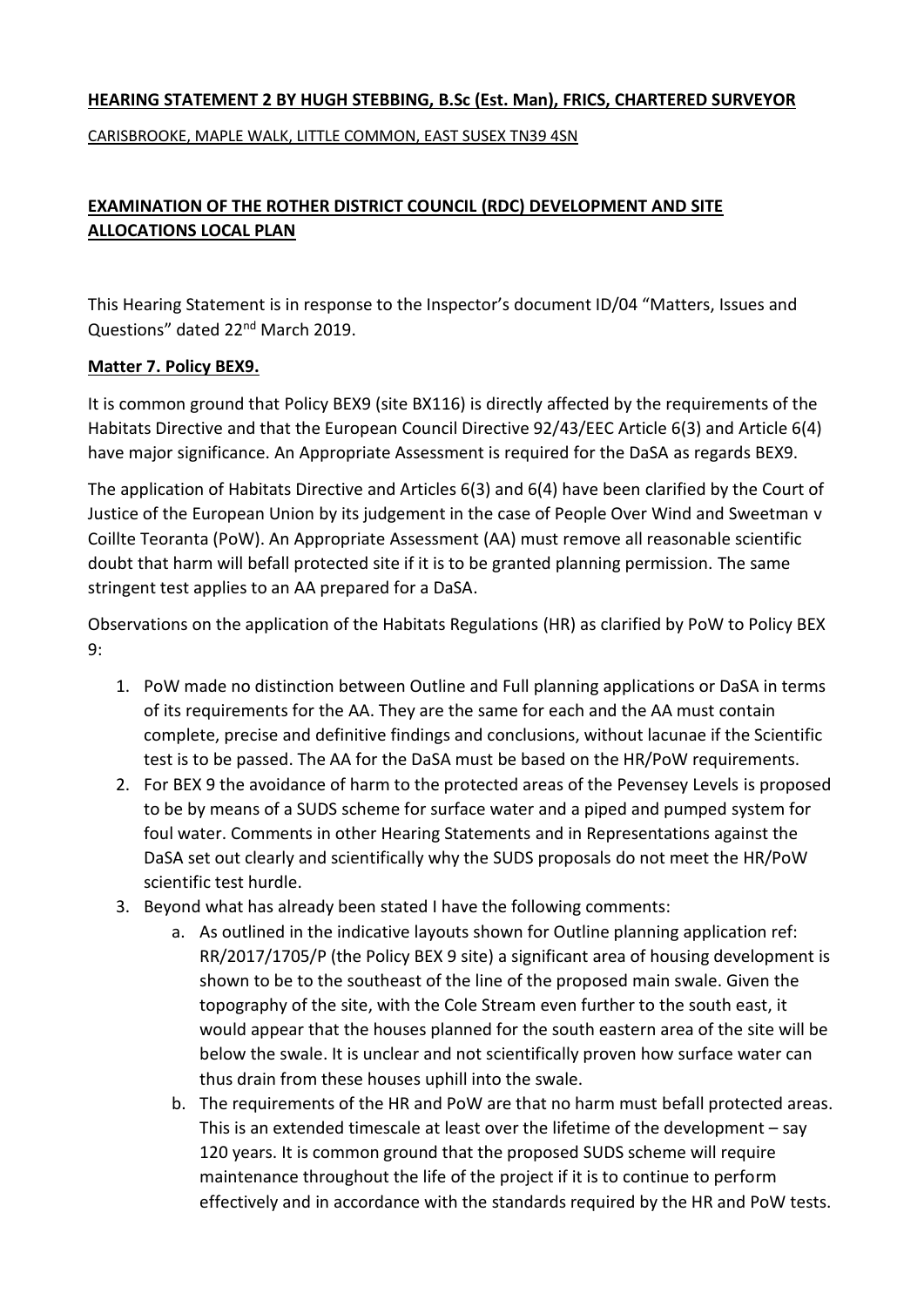**HEARING STATEMENT 2 BY HUGH STEBBING, B.Sc (Est. Man), FRICS, CHARTERED SURVEYOR**

CARISBROOKE, MAPLE WALK, LITTLE COMMON, EAST SUSEX TN39 4SN

**EXAMINATION OF THE ROTHER DISTRICT COUNCIL (RDC) DEVELOPMENT AND SITE ALLOCATIONS LOCAL PLAN**

This Hearing Statement is in response to the Inspector's document ID/04 "Matters, Issues and Questions" dated 22nd March 2019.

**Matter 7. Policy BEX9.**

It is common ground that Policy BEX9 (site BX116) is directly affected by the requirements of the Habitats Directive and that the European Council Directive 92/43/EEC Article 6(3) and Article 6(4) have major significance. An Appropriate Assessment is required for the DaSA as regards BEX9.

The application of Habitats Directive and Articles 6(3) and 6(4) have been clarified by the Court of Justice of the European Union by its judgement in the case of People Over Wind and Sweetman v Coillte Teoranta (PoW). An Appropriate Assessment (AA) must remove all reasonable scientific doubt that harm will befall protected site if it is to be granted planning permission. The same stringent test applies to an AA prepared for a DaSA.

Observations on the application of the Habitats Regulations (HR) as clarified by PoW to Policy BEX 9:

1. PoW made no distinction between Outline and Full planning applications or DaSA in terms of its requirements for the AA. They are the same for each and the AA must contain complete, precise and definitive findings and conclusions, without lacunae if the Scientific test is to be passed. The AA for the DaSA must be based on the HR/PoW requirements.
2. For BEX 9 the avoidance of harm to the protected areas of the Pevensey Levels is proposed to be by means of a SUDS scheme for surface water and a piped and pumped system for foul water. Comments in other Hearing Statements and in Representations against the DaSA set out clearly and scientifically why the SUDS proposals do not meet the HR/PoW scientific test hurdle.
3. Beyond what has already been stated I have the following comments:
   a. As outlined in the indicative layouts shown for Outline planning application ref: RR/2017/1705/P (the Policy BEX 9 site) a significant area of housing development is shown to be to the southeast of the line of the proposed main swale. Given the topography of the site, with the Cole Stream even further to the south east, it would appear that the houses planned for the south eastern area of the site will be below the swale. It is unclear and not scientifically proven how surface water can thus drain from these houses uphill into the swale.
   b. The requirements of the HR and PoW are that no harm must befall protected areas. This is an extended timescale at least over the lifetime of the development – say 120 years. It is common ground that the proposed SUDS scheme will require maintenance throughout the life of the project if it is to continue to perform effectively and in accordance with the standards required by the HR and PoW tests.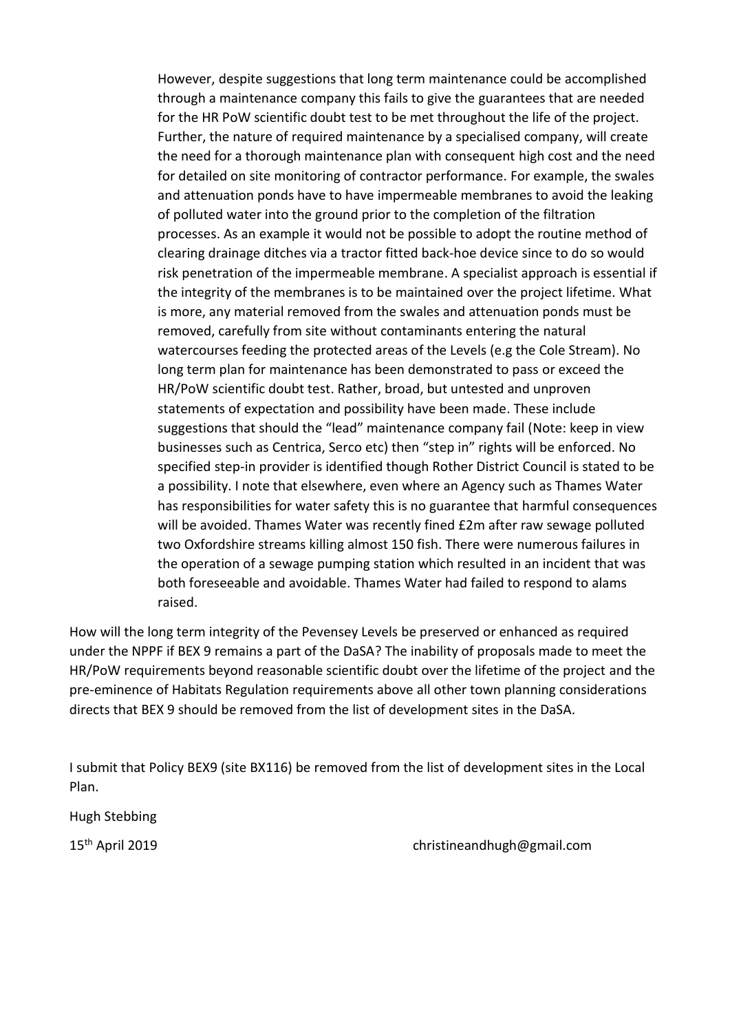However, despite suggestions that long term maintenance could be accomplished through a maintenance company this fails to give the guarantees that are needed for the HR PoW scientific doubt test to be met throughout the life of the project. Further, the nature of required maintenance by a specialised company, will create the need for a thorough maintenance plan with consequent high cost and the need for detailed on site monitoring of contractor performance. For example, the swales and attenuation ponds have to have impermeable membranes to avoid the leaking of polluted water into the ground prior to the completion of the filtration processes. As an example it would not be possible to adopt the routine method of clearing drainage ditches via a tractor fitted back-hoe device since to do so would risk penetration of the impermeable membrane. A specialist approach is essential if the integrity of the membranes is to be maintained over the project lifetime. What is more, any material removed from the swales and attenuation ponds must be removed, carefully from site without contaminants entering the natural watercourses feeding the protected areas of the Levels (e.g the Cole Stream). No long term plan for maintenance has been demonstrated to pass or exceed the HR/PoW scientific doubt test. Rather, broad, but untested and unproven statements of expectation and possibility have been made. These include suggestions that should the "lead" maintenance company fail (Note: keep in view businesses such as Centrica, Serco etc) then "step in" rights will be enforced. No specified step-in provider is identified though Rother District Council is stated to be a possibility. I note that elsewhere, even where an Agency such as Thames Water has responsibilities for water safety this is no guarantee that harmful consequences will be avoided. Thames Water was recently fined £2m after raw sewage polluted two Oxfordshire streams killing almost 150 fish. There were numerous failures in the operation of a sewage pumping station which resulted in an incident that was both foreseeable and avoidable. Thames Water had failed to respond to alams raised.

How will the long term integrity of the Pevensey Levels be preserved or enhanced as required under the NPPF if BEX 9 remains a part of the DaSA? The inability of proposals made to meet the HR/PoW requirements beyond reasonable scientific doubt over the lifetime of the project and the pre-eminence of Habitats Regulation requirements above all other town planning considerations directs that BEX 9 should be removed from the list of development sites in the DaSA.

I submit that Policy BEX9 (site BX116) be removed from the list of development sites in the Local Plan.

Hugh Stebbing

15th April 2019 christineandhugh@gmail.com